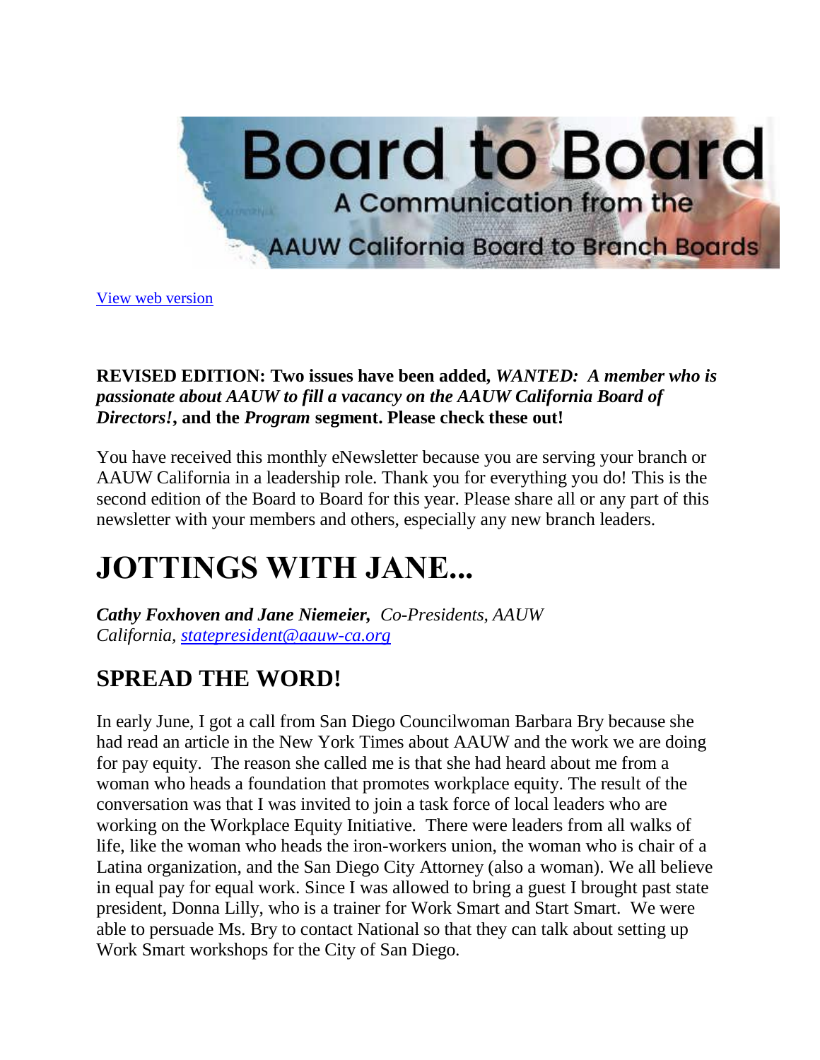# Board to Board

A Communication from the AAUW California Board to Branch Boards

View web version

**REVISED EDITION: Two issues have been added, *WANTED: A member who is passionate about AAUW to fill a vacancy on the AAUW California Board of Directors!*, and the *Program* segment. Please check these out!**

You have received this monthly eNewsletter because you are serving your branch or AAUW California in a leadership role. Thank you for everything you do! This is the second edition of the Board to Board for this year. Please share all or any part of this newsletter with your members and others, especially any new branch leaders.

# JOTTINGS WITH JANE...

***Cathy Foxhoven and Jane Niemeier,*** *Co-Presidents, AAUW California, statepresident@aauw-ca.org*

## SPREAD THE WORD!

In early June, I got a call from San Diego Councilwoman Barbara Bry because she had read an article in the New York Times about AAUW and the work we are doing for pay equity. The reason she called me is that she had heard about me from a woman who heads a foundation that promotes workplace equity. The result of the conversation was that I was invited to join a task force of local leaders who are working on the Workplace Equity Initiative. There were leaders from all walks of life, like the woman who heads the iron-workers union, the woman who is chair of a Latina organization, and the San Diego City Attorney (also a woman). We all believe in equal pay for equal work. Since I was allowed to bring a guest I brought past state president, Donna Lilly, who is a trainer for Work Smart and Start Smart. We were able to persuade Ms. Bry to contact National so that they can talk about setting up Work Smart workshops for the City of San Diego.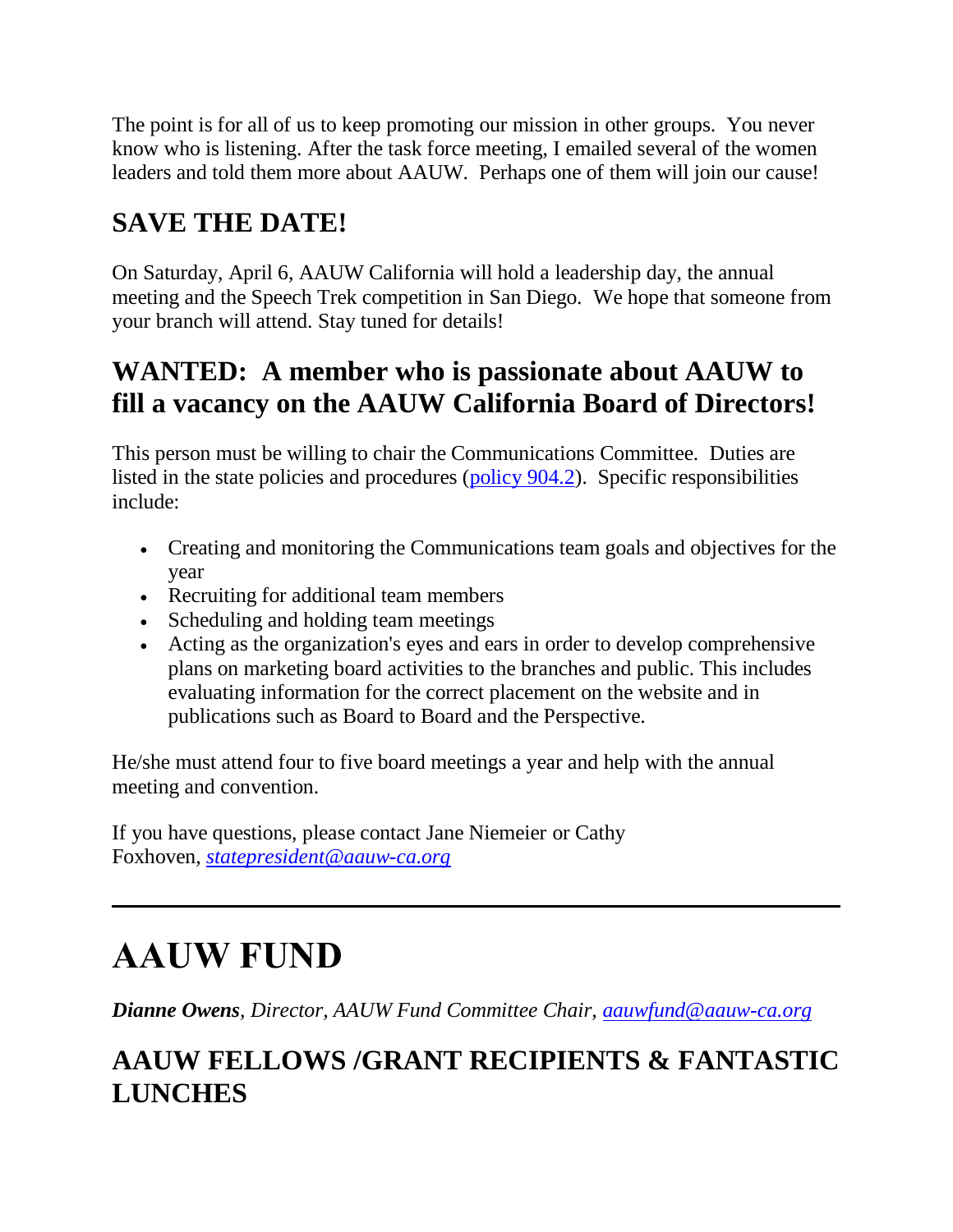The point is for all of us to keep promoting our mission in other groups. You never know who is listening. After the task force meeting, I emailed several of the women leaders and told them more about AAUW. Perhaps one of them will join our cause!

## SAVE THE DATE!

On Saturday, April 6, AAUW California will hold a leadership day, the annual meeting and the Speech Trek competition in San Diego. We hope that someone from your branch will attend. Stay tuned for details!

## WANTED: A member who is passionate about AAUW to fill a vacancy on the AAUW California Board of Directors!

This person must be willing to chair the Communications Committee. Duties are listed in the state policies and procedures (policy 904.2). Specific responsibilities include:

- Creating and monitoring the Communications team goals and objectives for the year
- Recruiting for additional team members
- Scheduling and holding team meetings
- Acting as the organization's eyes and ears in order to develop comprehensive plans on marketing board activities to the branches and public. This includes evaluating information for the correct placement on the website and in publications such as Board to Board and the Perspective.

He/she must attend four to five board meetings a year and help with the annual meeting and convention.

If you have questions, please contact Jane Niemeier or Cathy Foxhoven, *statepresident@aauw-ca.org*

---

# AAUW FUND

***Dianne Owens**, Director, AAUW Fund Committee Chair, aauwfund@aauw-ca.org*

## AAUW FELLOWS /GRANT RECIPIENTS & FANTASTIC LUNCHES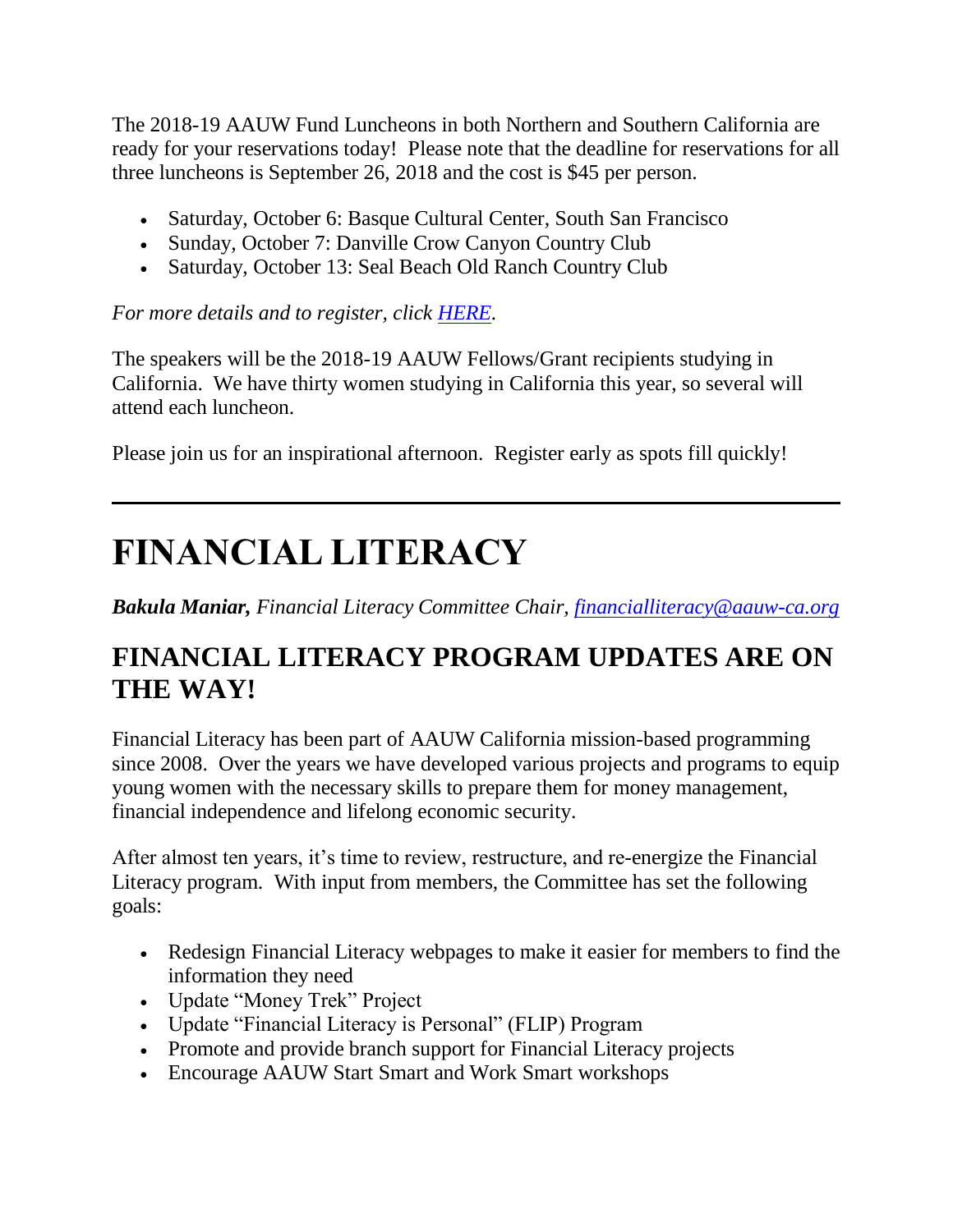The 2018-19 AAUW Fund Luncheons in both Northern and Southern California are ready for your reservations today! Please note that the deadline for reservations for all three luncheons is September 26, 2018 and the cost is $45 per person.

- Saturday, October 6: Basque Cultural Center, South San Francisco
- Sunday, October 7: Danville Crow Canyon Country Club
- Saturday, October 13: Seal Beach Old Ranch Country Club

*For more details and to register, click HERE.*

The speakers will be the 2018-19 AAUW Fellows/Grant recipients studying in California. We have thirty women studying in California this year, so several will attend each luncheon.

Please join us for an inspirational afternoon. Register early as spots fill quickly!

---

# FINANCIAL LITERACY

***Bakula Maniar,*** *Financial Literacy Committee Chair, financialliteracy@aauw-ca.org*

## FINANCIAL LITERACY PROGRAM UPDATES ARE ON THE WAY!

Financial Literacy has been part of AAUW California mission-based programming since 2008. Over the years we have developed various projects and programs to equip young women with the necessary skills to prepare them for money management, financial independence and lifelong economic security.

After almost ten years, it's time to review, restructure, and re-energize the Financial Literacy program. With input from members, the Committee has set the following goals:

- Redesign Financial Literacy webpages to make it easier for members to find the information they need
- Update "Money Trek" Project
- Update "Financial Literacy is Personal" (FLIP) Program
- Promote and provide branch support for Financial Literacy projects
- Encourage AAUW Start Smart and Work Smart workshops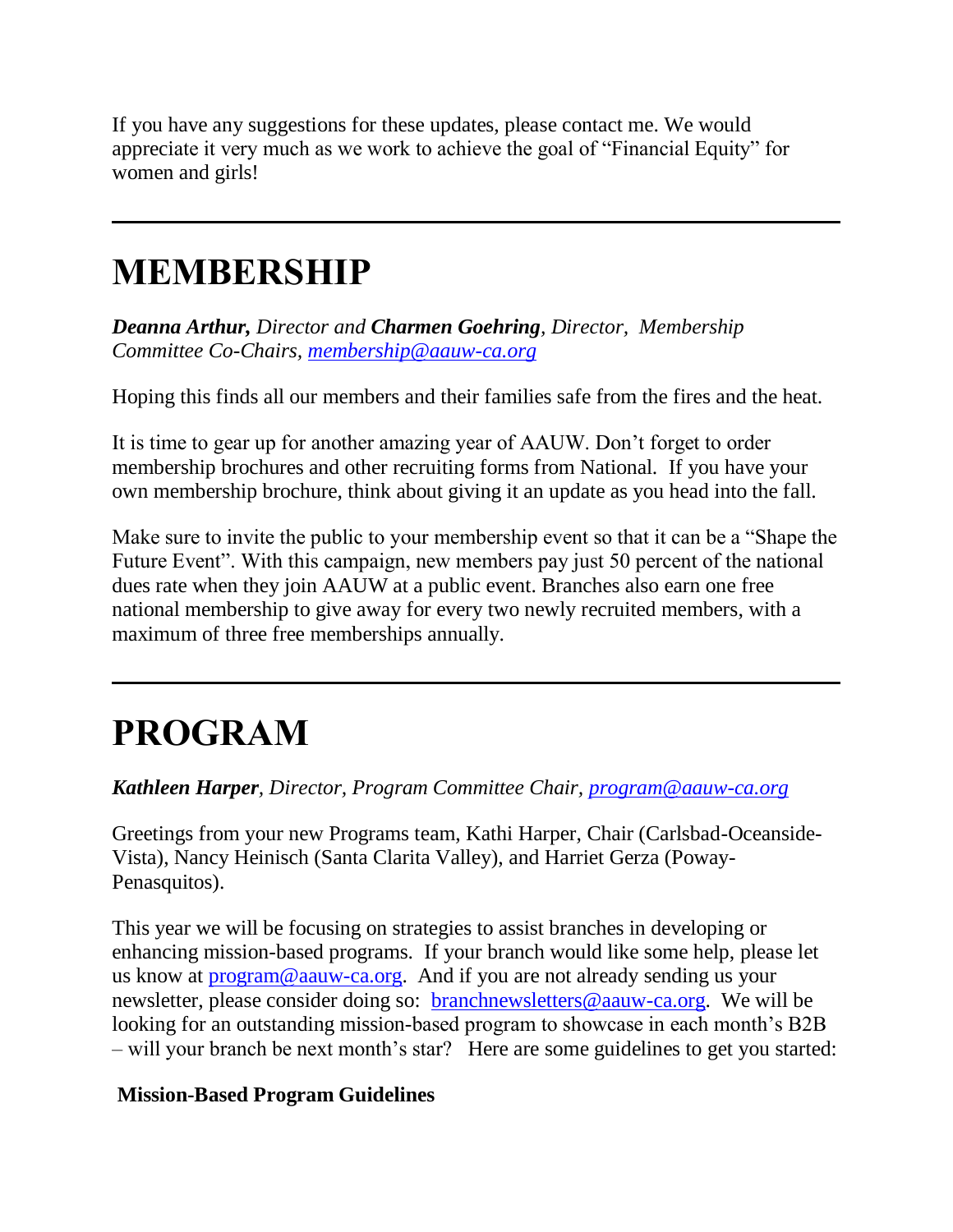If you have any suggestions for these updates, please contact me. We would appreciate it very much as we work to achieve the goal of "Financial Equity" for women and girls!

---

# MEMBERSHIP

***Deanna Arthur,*** *Director and* ***Charmen Goehring****, Director, Membership Committee Co-Chairs, [membership@aauw-ca.org](mailto:membership@aauw-ca.org)*

Hoping this finds all our members and their families safe from the fires and the heat.

It is time to gear up for another amazing year of AAUW. Don't forget to order membership brochures and other recruiting forms from National. If you have your own membership brochure, think about giving it an update as you head into the fall.

Make sure to invite the public to your membership event so that it can be a "Shape the Future Event". With this campaign, new members pay just 50 percent of the national dues rate when they join AAUW at a public event. Branches also earn one free national membership to give away for every two newly recruited members, with a maximum of three free memberships annually.

---

# PROGRAM

***Kathleen Harper****, Director, Program Committee Chair, [program@aauw-ca.org](mailto:program@aauw-ca.org)*

Greetings from your new Programs team, Kathi Harper, Chair (Carlsbad-Oceanside-Vista), Nancy Heinisch (Santa Clarita Valley), and Harriet Gerza (Poway-Penasquitos).

This year we will be focusing on strategies to assist branches in developing or enhancing mission-based programs. If your branch would like some help, please let us know at [program@aauw-ca.org](mailto:program@aauw-ca.org). And if you are not already sending us your newsletter, please consider doing so: [branchnewsletters@aauw-ca.org](mailto:branchnewsletters@aauw-ca.org). We will be looking for an outstanding mission-based program to showcase in each month's B2B – will your branch be next month's star? Here are some guidelines to get you started:

**Mission-Based Program Guidelines**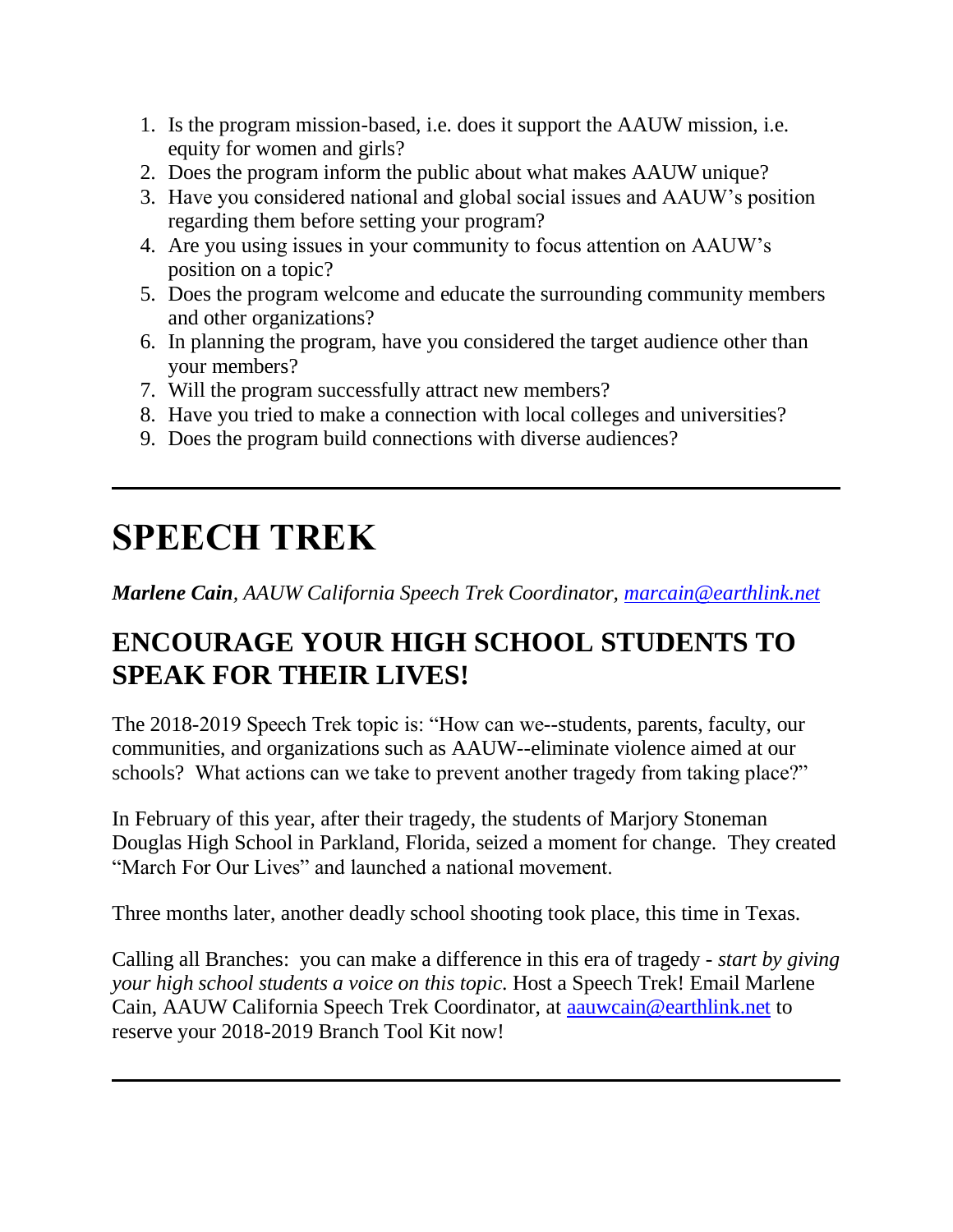1. Is the program mission-based, i.e. does it support the AAUW mission, i.e. equity for women and girls?
2. Does the program inform the public about what makes AAUW unique?
3. Have you considered national and global social issues and AAUW's position regarding them before setting your program?
4. Are you using issues in your community to focus attention on AAUW's position on a topic?
5. Does the program welcome and educate the surrounding community members and other organizations?
6. In planning the program, have you considered the target audience other than your members?
7. Will the program successfully attract new members?
8. Have you tried to make a connection with local colleges and universities?
9. Does the program build connections with diverse audiences?

---

# SPEECH TREK

***Marlene Cain**, AAUW California Speech Trek Coordinator,* [*marcain@earthlink.net*](mailto:marcain@earthlink.net)

## ENCOURAGE YOUR HIGH SCHOOL STUDENTS TO SPEAK FOR THEIR LIVES!

The 2018-2019 Speech Trek topic is: "How can we--students, parents, faculty, our communities, and organizations such as AAUW--eliminate violence aimed at our schools? What actions can we take to prevent another tragedy from taking place?"

In February of this year, after their tragedy, the students of Marjory Stoneman Douglas High School in Parkland, Florida, seized a moment for change. They created "March For Our Lives" and launched a national movement.

Three months later, another deadly school shooting took place, this time in Texas.

Calling all Branches: you can make a difference in this era of tragedy - *start by giving your high school students a voice on this topic.* Host a Speech Trek! Email Marlene Cain, AAUW California Speech Trek Coordinator, at [aauwcain@earthlink.net](mailto:aauwcain@earthlink.net) to reserve your 2018-2019 Branch Tool Kit now!

---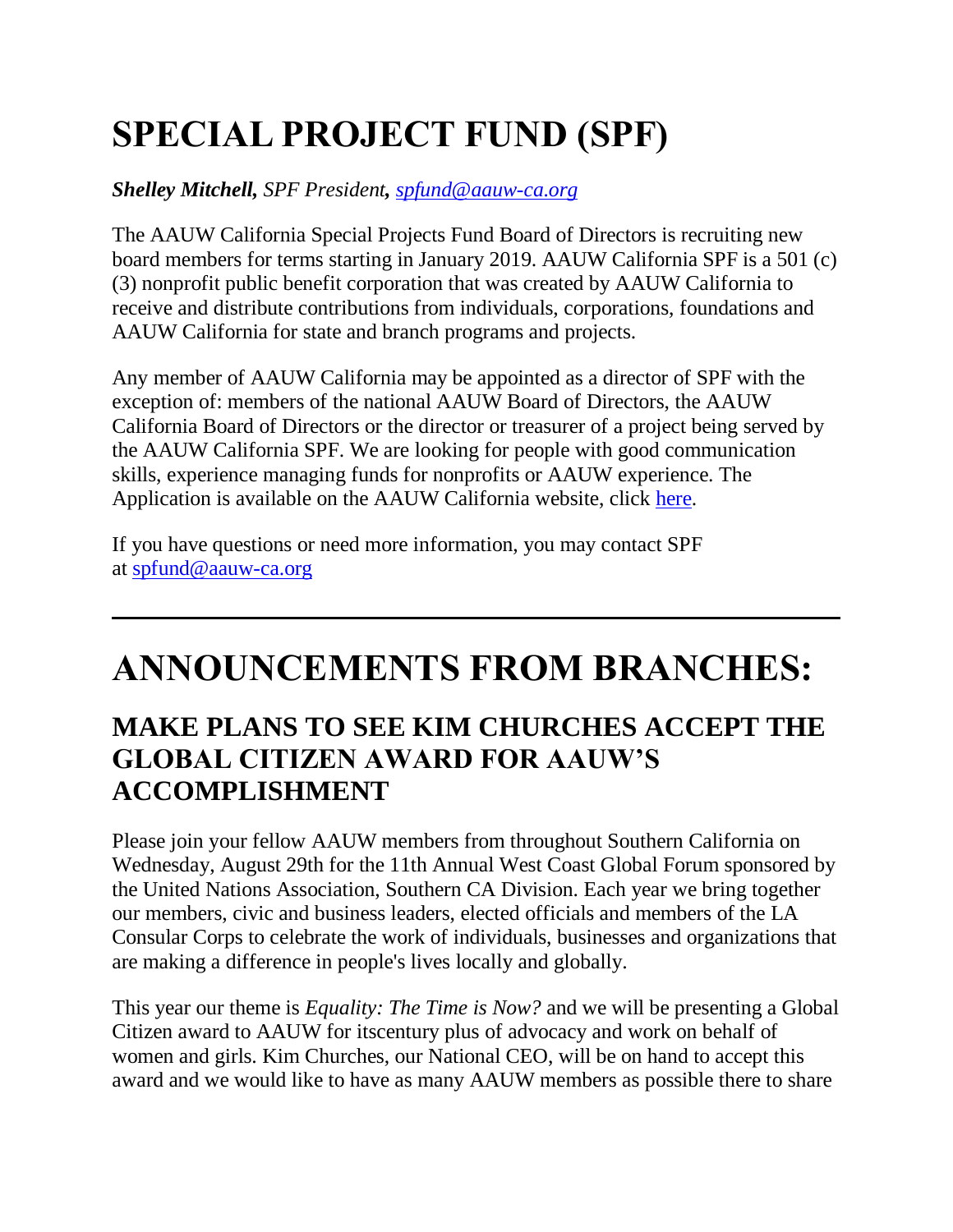# SPECIAL PROJECT FUND (SPF)

***Shelley Mitchell****, SPF President****,*** *spfund@aauw-ca.org*

The AAUW California Special Projects Fund Board of Directors is recruiting new board members for terms starting in January 2019. AAUW California SPF is a 501 (c) (3) nonprofit public benefit corporation that was created by AAUW California to receive and distribute contributions from individuals, corporations, foundations and AAUW California for state and branch programs and projects.

Any member of AAUW California may be appointed as a director of SPF with the exception of: members of the national AAUW Board of Directors, the AAUW California Board of Directors or the director or treasurer of a project being served by the AAUW California SPF. We are looking for people with good communication skills, experience managing funds for nonprofits or AAUW experience. The Application is available on the AAUW California website, click here.

If you have questions or need more information, you may contact SPF at spfund@aauw-ca.org

---

# ANNOUNCEMENTS FROM BRANCHES:

## MAKE PLANS TO SEE KIM CHURCHES ACCEPT THE GLOBAL CITIZEN AWARD FOR AAUW'S ACCOMPLISHMENT

Please join your fellow AAUW members from throughout Southern California on Wednesday, August 29th for the 11th Annual West Coast Global Forum sponsored by the United Nations Association, Southern CA Division. Each year we bring together our members, civic and business leaders, elected officials and members of the LA Consular Corps to celebrate the work of individuals, businesses and organizations that are making a difference in people's lives locally and globally.

This year our theme is *Equality: The Time is Now?* and we will be presenting a Global Citizen award to AAUW for itscentury plus of advocacy and work on behalf of women and girls. Kim Churches, our National CEO, will be on hand to accept this award and we would like to have as many AAUW members as possible there to share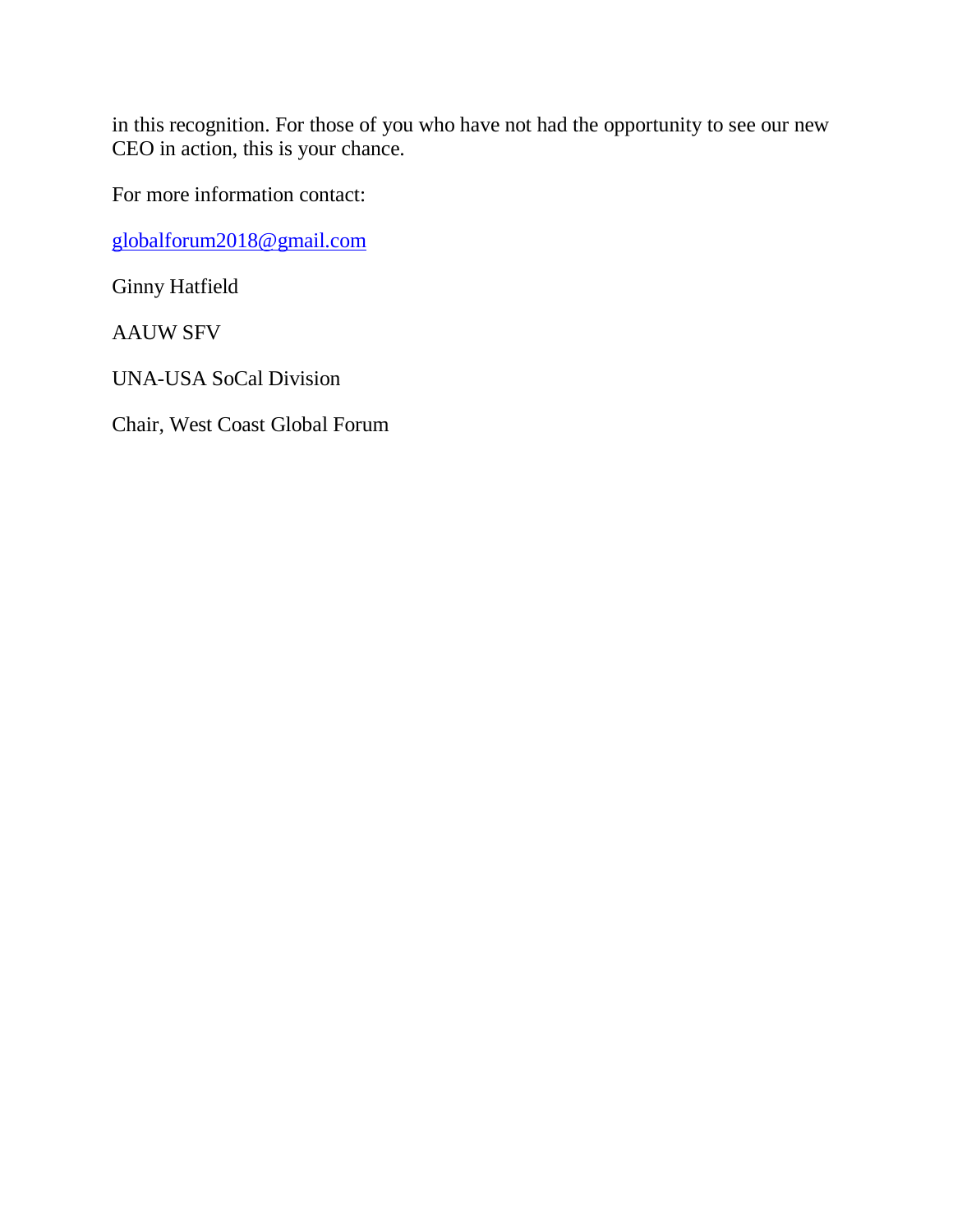in this recognition. For those of you who have not had the opportunity to see our new CEO in action, this is your chance.

For more information contact:

globalforum2018@gmail.com

Ginny Hatfield

AAUW SFV

UNA-USA SoCal Division

Chair, West Coast Global Forum